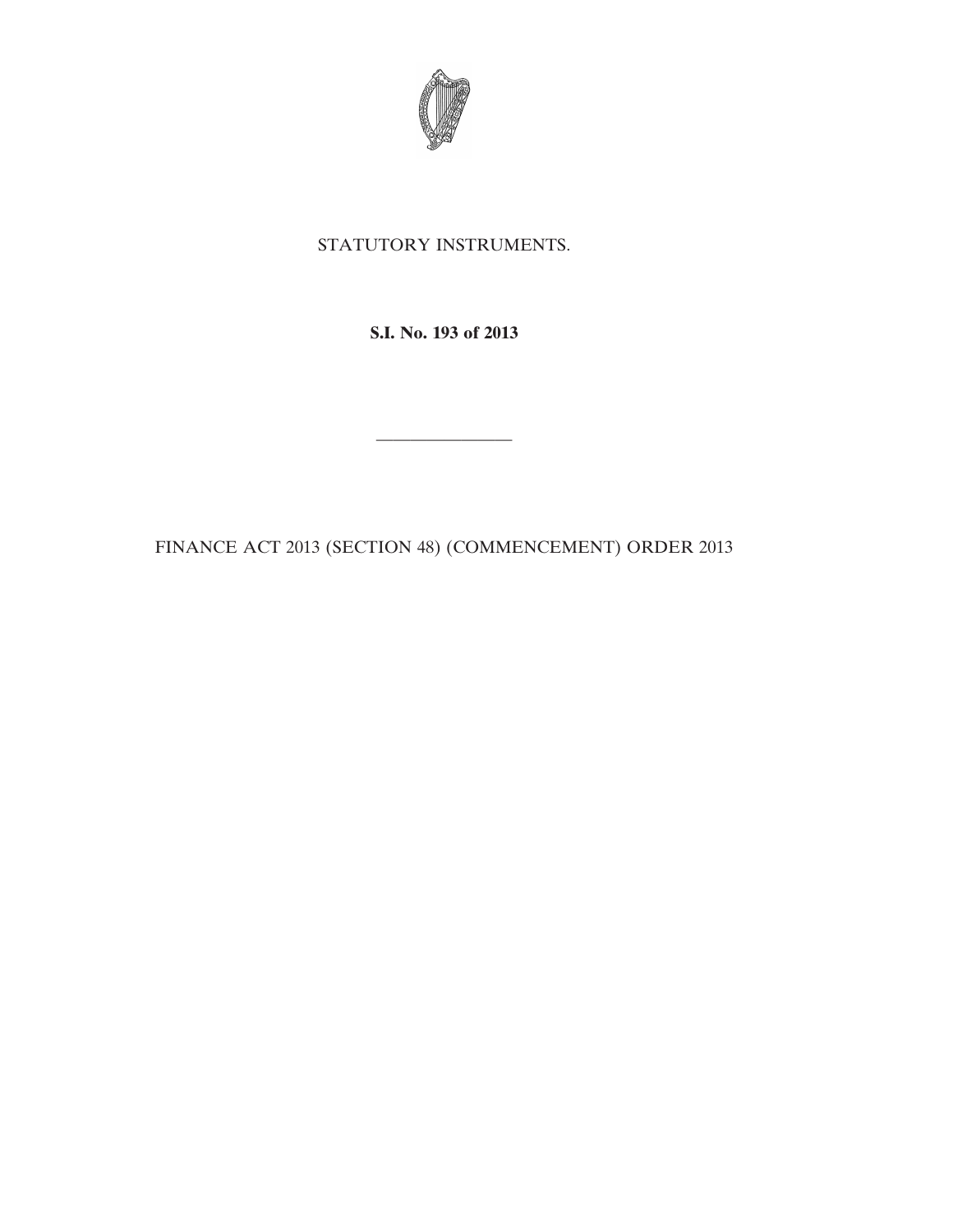STATUTORY INSTRUMENTS.

**S.I. No. 193 of 2013**

---

FINANCE ACT 2013 (SECTION 48) (COMMENCEMENT) ORDER 2013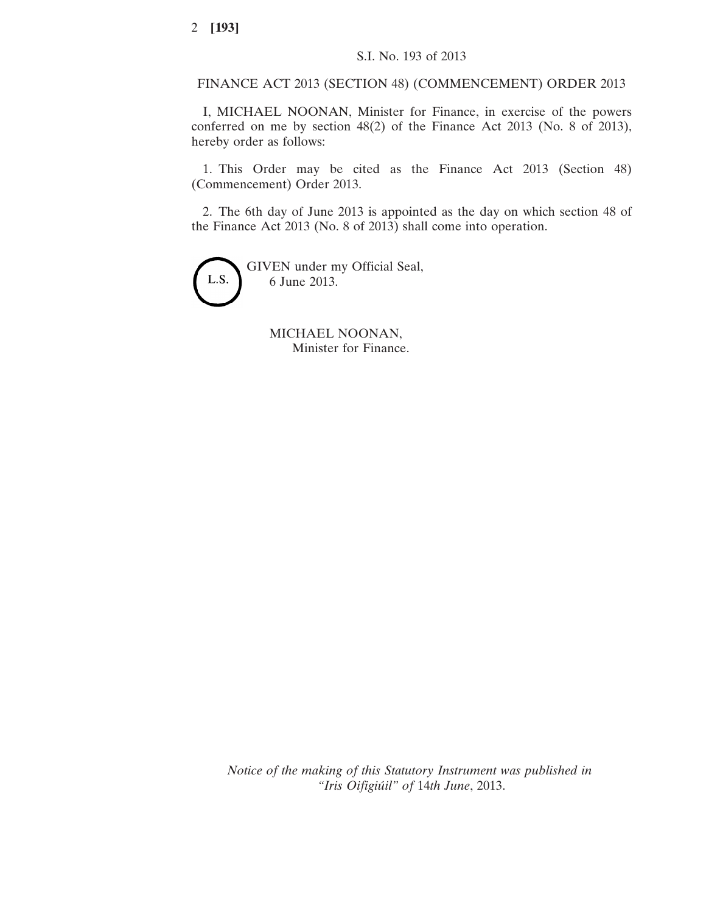S.I. No. 193 of 2013

# FINANCE ACT 2013 (SECTION 48) (COMMENCEMENT) ORDER 2013

I, MICHAEL NOONAN, Minister for Finance, in exercise of the powers conferred on me by section 48(2) of the Finance Act 2013 (No. 8 of 2013), hereby order as follows:

1. This Order may be cited as the Finance Act 2013 (Section 48) (Commencement) Order 2013.

2. The 6th day of June 2013 is appointed as the day on which section 48 of the Finance Act 2013 (No. 8 of 2013) shall come into operation.

L.S.

GIVEN under my Official Seal,
6 June 2013.

MICHAEL NOONAN,
Minister for Finance.

*Notice of the making of this Statutory Instrument was published in "Iris Oifigiúil" of* 14*th June*, 2013.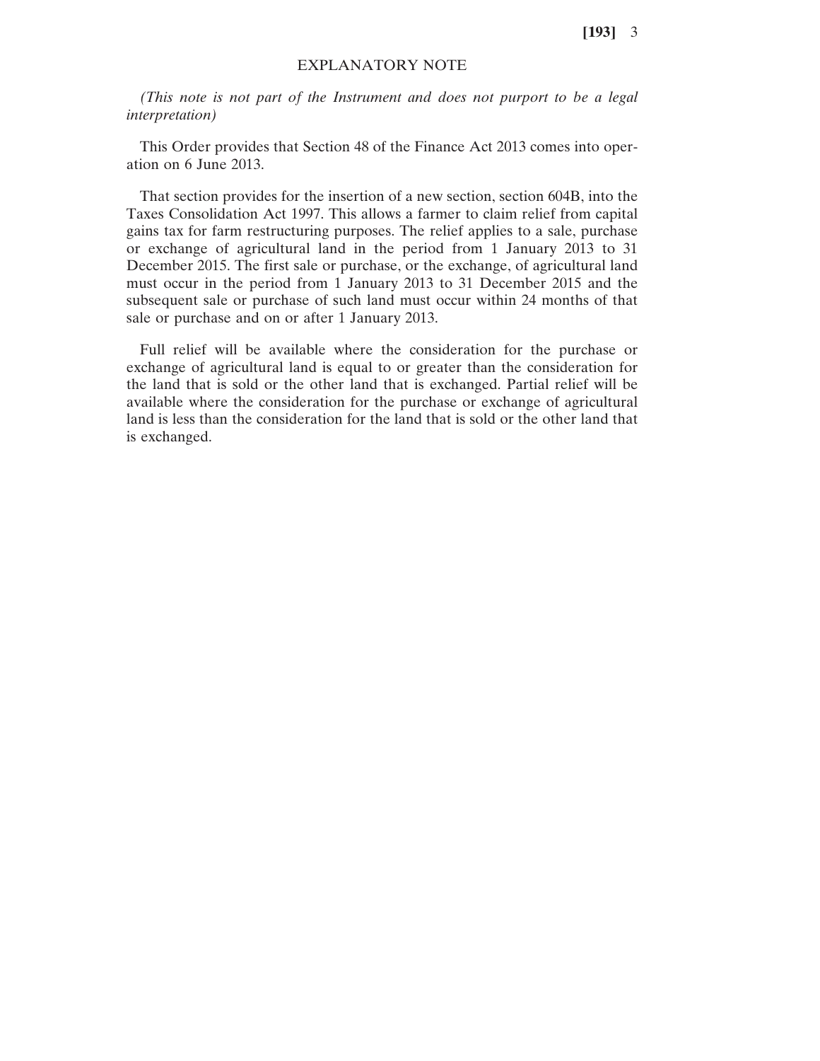## EXPLANATORY NOTE

*(This note is not part of the Instrument and does not purport to be a legal interpretation)*

This Order provides that Section 48 of the Finance Act 2013 comes into operation on 6 June 2013.

That section provides for the insertion of a new section, section 604B, into the Taxes Consolidation Act 1997. This allows a farmer to claim relief from capital gains tax for farm restructuring purposes. The relief applies to a sale, purchase or exchange of agricultural land in the period from 1 January 2013 to 31 December 2015. The first sale or purchase, or the exchange, of agricultural land must occur in the period from 1 January 2013 to 31 December 2015 and the subsequent sale or purchase of such land must occur within 24 months of that sale or purchase and on or after 1 January 2013.

Full relief will be available where the consideration for the purchase or exchange of agricultural land is equal to or greater than the consideration for the land that is sold or the other land that is exchanged. Partial relief will be available where the consideration for the purchase or exchange of agricultural land is less than the consideration for the land that is sold or the other land that is exchanged.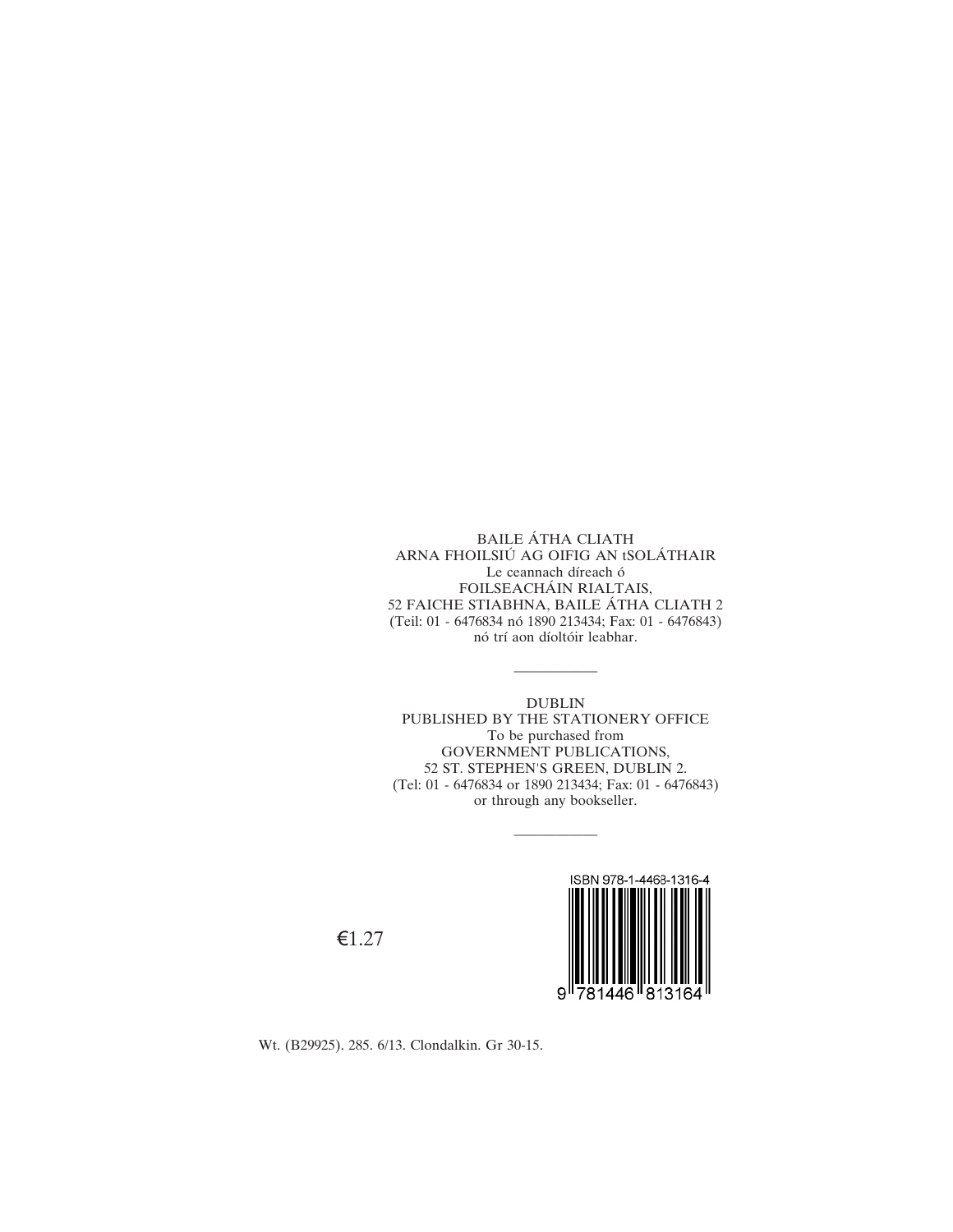BAILE ÁTHA CLIATH
ARNA FHOILSIÚ AG OIFIG AN tSOLÁTHAIR
Le ceannach díreach ó
FOILSEACHÁIN RIALTAIS,
52 FAICHE STIABHNA, BAILE ÁTHA CLIATH 2
(Teil: 01 - 6476834 nó 1890 213434; Fax: 01 - 6476843)
nó trí aon díoltóir leabhar.

---

DUBLIN
PUBLISHED BY THE STATIONERY OFFICE
To be purchased from
GOVERNMENT PUBLICATIONS,
52 ST. STEPHEN'S GREEN, DUBLIN 2.
(Tel: 01 - 6476834 or 1890 213434; Fax: 01 - 6476843)
or through any bookseller.

---

ISBN 978-1-4468-1316-4

9 781446 813164

€1.27

Wt. (B29925). 285. 6/13. Clondalkin. Gr 30-15.